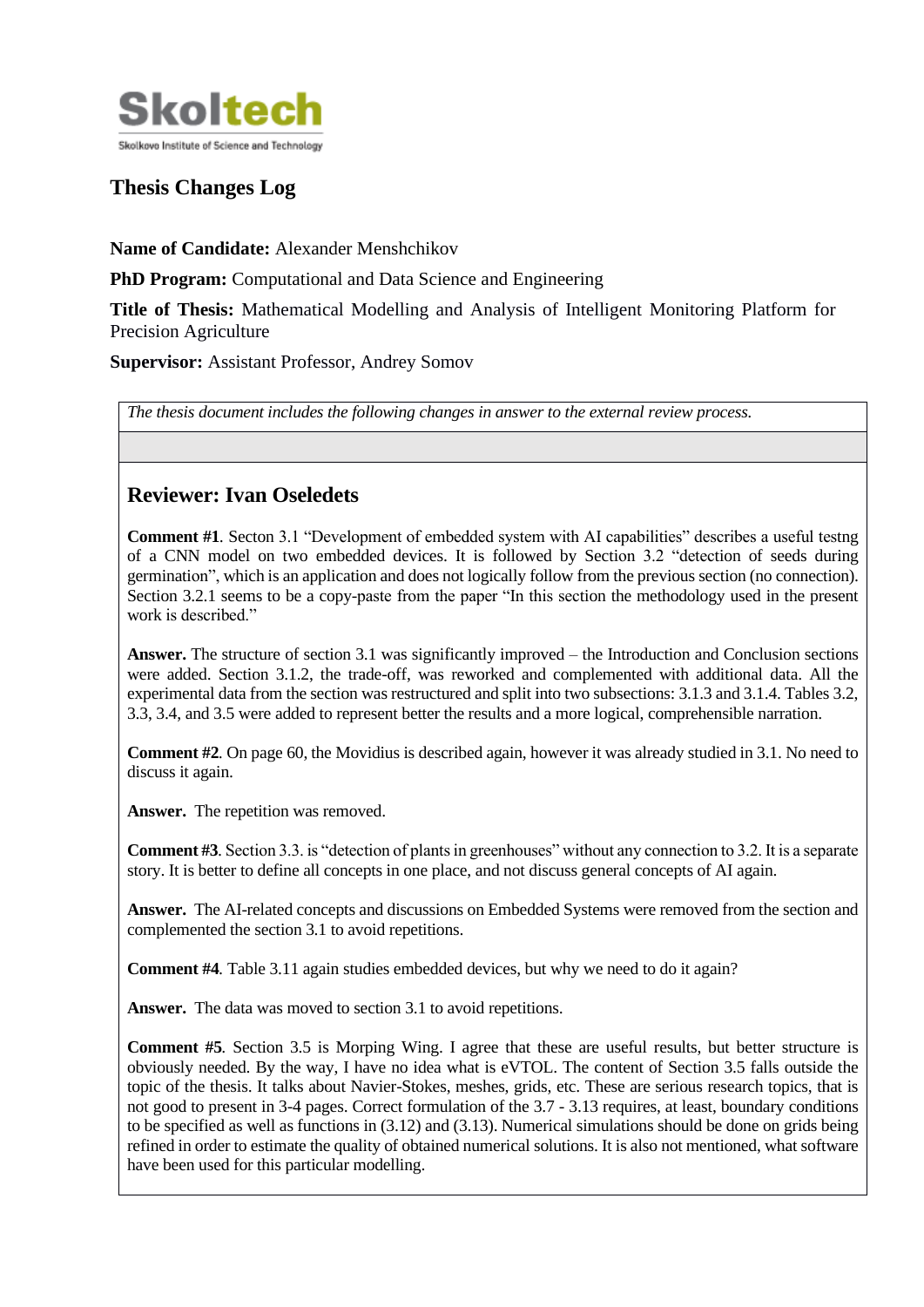Skoltech

Skolkovo Institute of Science and Technology

# Thesis Changes Log

**Name of Candidate:** Alexander Menshchikov

**PhD Program:** Computational and Data Science and Engineering

**Title of Thesis:** Mathematical Modelling and Analysis of Intelligent Monitoring Platform for Precision Agriculture

**Supervisor:** Assistant Professor, Andrey Somov

*The thesis document includes the following changes in answer to the external review process.*

## Reviewer: Ivan Oseledets

**Comment #1**. Secton 3.1 "Development of embedded system with AI capabilities" describes a useful testng of a CNN model on two embedded devices. It is followed by Section 3.2 "detection of seeds during germination", which is an application and does not logically follow from the previous section (no connection). Section 3.2.1 seems to be a copy-paste from the paper "In this section the methodology used in the present work is described."

**Answer.** The structure of section 3.1 was significantly improved – the Introduction and Conclusion sections were added. Section 3.1.2, the trade-off, was reworked and complemented with additional data. All the experimental data from the section was restructured and split into two subsections: 3.1.3 and 3.1.4. Tables 3.2, 3.3, 3.4, and 3.5 were added to represent better the results and a more logical, comprehensible narration.

**Comment #2**. On page 60, the Movidius is described again, however it was already studied in 3.1. No need to discuss it again.

**Answer.** The repetition was removed.

**Comment #3**. Section 3.3. is "detection of plants in greenhouses" without any connection to 3.2. It is a separate story. It is better to define all concepts in one place, and not discuss general concepts of AI again.

**Answer.** The AI-related concepts and discussions on Embedded Systems were removed from the section and complemented the section 3.1 to avoid repetitions.

**Comment #4**. Table 3.11 again studies embedded devices, but why we need to do it again?

**Answer.** The data was moved to section 3.1 to avoid repetitions.

**Comment #5**. Section 3.5 is Morping Wing. I agree that these are useful results, but better structure is obviously needed. By the way, I have no idea what is eVTOL. The content of Section 3.5 falls outside the topic of the thesis. It talks about Navier-Stokes, meshes, grids, etc. These are serious research topics, that is not good to present in 3-4 pages. Correct formulation of the 3.7 - 3.13 requires, at least, boundary conditions to be specified as well as functions in (3.12) and (3.13). Numerical simulations should be done on grids being refined in order to estimate the quality of obtained numerical solutions. It is also not mentioned, what software have been used for this particular modelling.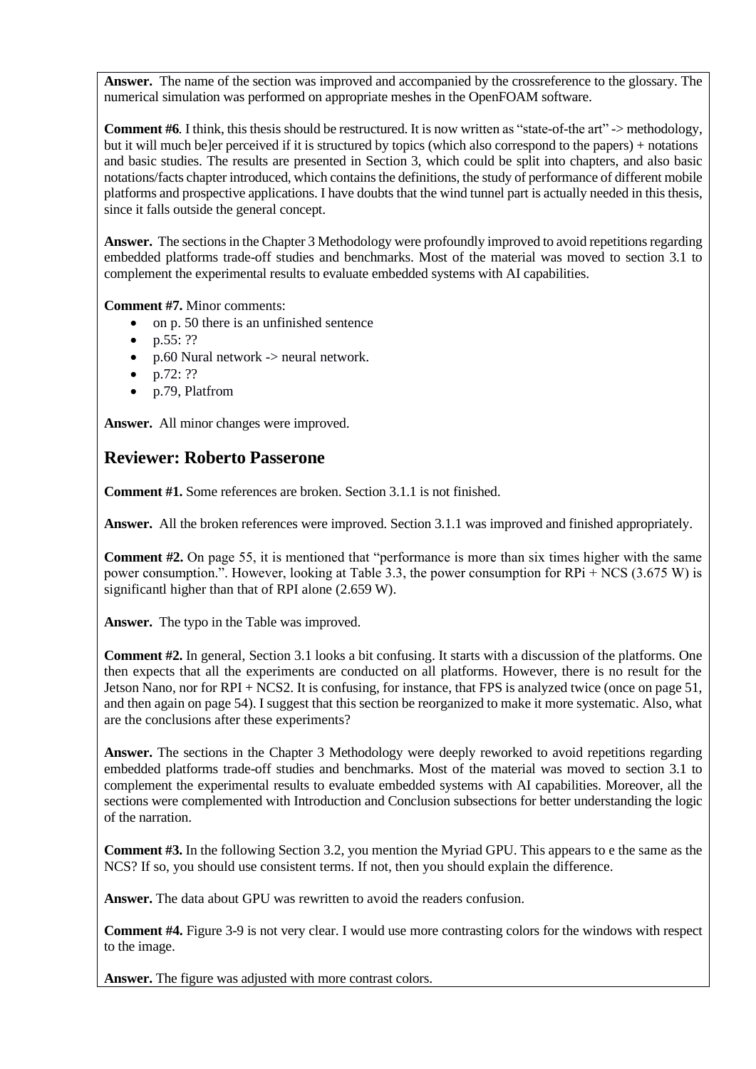**Answer.** The name of the section was improved and accompanied by the crossreference to the glossary. The numerical simulation was performed on appropriate meshes in the OpenFOAM software.

**Comment #6**. I think, this thesis should be restructured. It is now written as "state-of-the art" -> methodology, but it will much be]er perceived if it is structured by topics (which also correspond to the papers) + notations and basic studies. The results are presented in Section 3, which could be split into chapters, and also basic notations/facts chapter introduced, which contains the definitions, the study of performance of different mobile platforms and prospective applications. I have doubts that the wind tunnel part is actually needed in this thesis, since it falls outside the general concept.

**Answer.** The sections in the Chapter 3 Methodology were profoundly improved to avoid repetitions regarding embedded platforms trade-off studies and benchmarks. Most of the material was moved to section 3.1 to complement the experimental results to evaluate embedded systems with AI capabilities.

**Comment #7.** Minor comments:

- on p. 50 there is an unfinished sentence
- p.55: ??
- p.60 Nural network -> neural network.
- p.72: ??
- p.79, Platfrom

**Answer.** All minor changes were improved.

## Reviewer: Roberto Passerone

**Comment #1.** Some references are broken. Section 3.1.1 is not finished.

**Answer.** All the broken references were improved. Section 3.1.1 was improved and finished appropriately.

**Comment #2.** On page 55, it is mentioned that "performance is more than six times higher with the same power consumption.". However, looking at Table 3.3, the power consumption for RPi + NCS (3.675 W) is significantl higher than that of RPI alone (2.659 W).

**Answer.** The typo in the Table was improved.

**Comment #2.** In general, Section 3.1 looks a bit confusing. It starts with a discussion of the platforms. One then expects that all the experiments are conducted on all platforms. However, there is no result for the Jetson Nano, nor for RPI + NCS2. It is confusing, for instance, that FPS is analyzed twice (once on page 51, and then again on page 54). I suggest that this section be reorganized to make it more systematic. Also, what are the conclusions after these experiments?

**Answer.** The sections in the Chapter 3 Methodology were deeply reworked to avoid repetitions regarding embedded platforms trade-off studies and benchmarks. Most of the material was moved to section 3.1 to complement the experimental results to evaluate embedded systems with AI capabilities. Moreover, all the sections were complemented with Introduction and Conclusion subsections for better understanding the logic of the narration.

**Comment #3.** In the following Section 3.2, you mention the Myriad GPU. This appears to e the same as the NCS? If so, you should use consistent terms. If not, then you should explain the difference.

**Answer.** The data about GPU was rewritten to avoid the readers confusion.

**Comment #4.** Figure 3-9 is not very clear. I would use more contrasting colors for the windows with respect to the image.

**Answer.** The figure was adjusted with more contrast colors.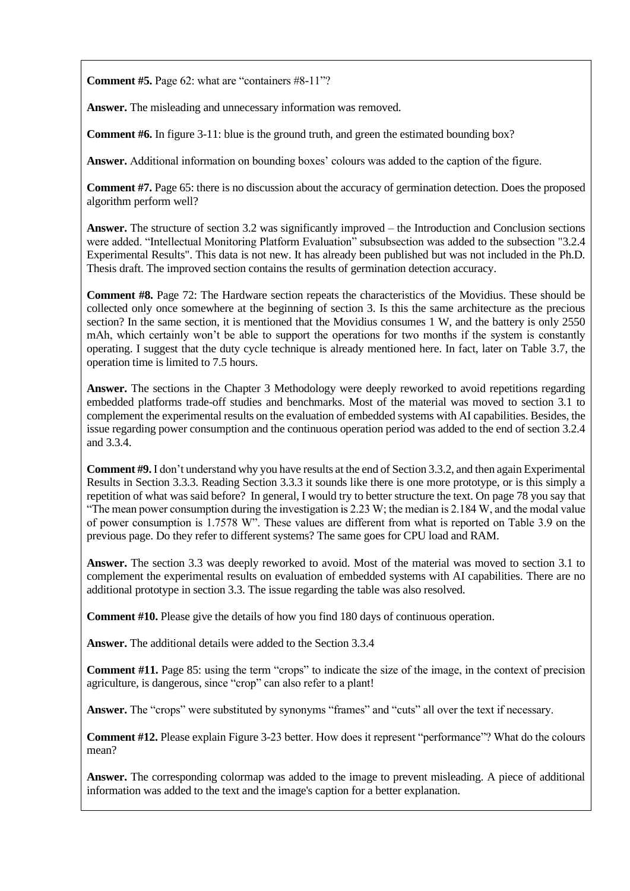**Comment #5.** Page 62: what are "containers #8-11"?

**Answer.** The misleading and unnecessary information was removed.

**Comment #6.** In figure 3-11: blue is the ground truth, and green the estimated bounding box?

**Answer.** Additional information on bounding boxes' colours was added to the caption of the figure.

**Comment #7.** Page 65: there is no discussion about the accuracy of germination detection. Does the proposed algorithm perform well?

**Answer.** The structure of section 3.2 was significantly improved – the Introduction and Conclusion sections were added. "Intellectual Monitoring Platform Evaluation" subsubsection was added to the subsection "3.2.4 Experimental Results". This data is not new. It has already been published but was not included in the Ph.D. Thesis draft. The improved section contains the results of germination detection accuracy.

**Comment #8.** Page 72: The Hardware section repeats the characteristics of the Movidius. These should be collected only once somewhere at the beginning of section 3. Is this the same architecture as the precious section? In the same section, it is mentioned that the Movidius consumes 1 W, and the battery is only 2550 mAh, which certainly won't be able to support the operations for two months if the system is constantly operating. I suggest that the duty cycle technique is already mentioned here. In fact, later on Table 3.7, the operation time is limited to 7.5 hours.

**Answer.** The sections in the Chapter 3 Methodology were deeply reworked to avoid repetitions regarding embedded platforms trade-off studies and benchmarks. Most of the material was moved to section 3.1 to complement the experimental results on the evaluation of embedded systems with AI capabilities. Besides, the issue regarding power consumption and the continuous operation period was added to the end of section 3.2.4 and 3.3.4.

**Comment #9.** I don't understand why you have results at the end of Section 3.3.2, and then again Experimental Results in Section 3.3.3. Reading Section 3.3.3 it sounds like there is one more prototype, or is this simply a repetition of what was said before? In general, I would try to better structure the text. On page 78 you say that "The mean power consumption during the investigation is 2.23 W; the median is 2.184 W, and the modal value of power consumption is 1.7578 W". These values are different from what is reported on Table 3.9 on the previous page. Do they refer to different systems? The same goes for CPU load and RAM.

**Answer.** The section 3.3 was deeply reworked to avoid. Most of the material was moved to section 3.1 to complement the experimental results on evaluation of embedded systems with AI capabilities. There are no additional prototype in section 3.3. The issue regarding the table was also resolved.

**Comment #10.** Please give the details of how you find 180 days of continuous operation.

**Answer.** The additional details were added to the Section 3.3.4

**Comment #11.** Page 85: using the term "crops" to indicate the size of the image, in the context of precision agriculture, is dangerous, since "crop" can also refer to a plant!

**Answer.** The "crops" were substituted by synonyms "frames" and "cuts" all over the text if necessary.

**Comment #12.** Please explain Figure 3-23 better. How does it represent "performance"? What do the colours mean?

**Answer.** The corresponding colormap was added to the image to prevent misleading. A piece of additional information was added to the text and the image's caption for a better explanation.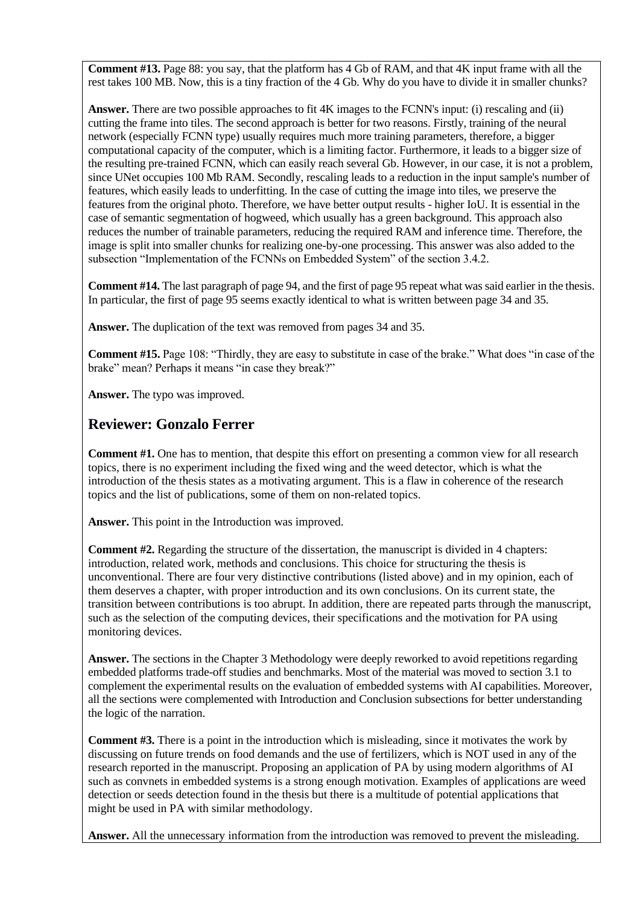**Comment #13.** Page 88: you say, that the platform has 4 Gb of RAM, and that 4K input frame with all the rest takes 100 MB. Now, this is a tiny fraction of the 4 Gb. Why do you have to divide it in smaller chunks?

**Answer.** There are two possible approaches to fit 4K images to the FCNN's input: (i) rescaling and (ii) cutting the frame into tiles. The second approach is better for two reasons. Firstly, training of the neural network (especially FCNN type) usually requires much more training parameters, therefore, a bigger computational capacity of the computer, which is a limiting factor. Furthermore, it leads to a bigger size of the resulting pre-trained FCNN, which can easily reach several Gb. However, in our case, it is not a problem, since UNet occupies 100 Mb RAM. Secondly, rescaling leads to a reduction in the input sample's number of features, which easily leads to underfitting. In the case of cutting the image into tiles, we preserve the features from the original photo. Therefore, we have better output results - higher IoU. It is essential in the case of semantic segmentation of hogweed, which usually has a green background. This approach also reduces the number of trainable parameters, reducing the required RAM and inference time. Therefore, the image is split into smaller chunks for realizing one-by-one processing. This answer was also added to the subsection "Implementation of the FCNNs on Embedded System" of the section 3.4.2.

**Comment #14.** The last paragraph of page 94, and the first of page 95 repeat what was said earlier in the thesis. In particular, the first of page 95 seems exactly identical to what is written between page 34 and 35.

**Answer.** The duplication of the text was removed from pages 34 and 35.

**Comment #15.** Page 108: "Thirdly, they are easy to substitute in case of the brake." What does "in case of the brake" mean? Perhaps it means "in case they break?"

**Answer.** The typo was improved.

## Reviewer: Gonzalo Ferrer

**Comment #1.** One has to mention, that despite this effort on presenting a common view for all research topics, there is no experiment including the fixed wing and the weed detector, which is what the introduction of the thesis states as a motivating argument. This is a flaw in coherence of the research topics and the list of publications, some of them on non-related topics.

**Answer.** This point in the Introduction was improved.

**Comment #2.** Regarding the structure of the dissertation, the manuscript is divided in 4 chapters: introduction, related work, methods and conclusions. This choice for structuring the thesis is unconventional. There are four very distinctive contributions (listed above) and in my opinion, each of them deserves a chapter, with proper introduction and its own conclusions. On its current state, the transition between contributions is too abrupt. In addition, there are repeated parts through the manuscript, such as the selection of the computing devices, their specifications and the motivation for PA using monitoring devices.

**Answer.** The sections in the Chapter 3 Methodology were deeply reworked to avoid repetitions regarding embedded platforms trade-off studies and benchmarks. Most of the material was moved to section 3.1 to complement the experimental results on the evaluation of embedded systems with AI capabilities. Moreover, all the sections were complemented with Introduction and Conclusion subsections for better understanding the logic of the narration.

**Comment #3.** There is a point in the introduction which is misleading, since it motivates the work by discussing on future trends on food demands and the use of fertilizers, which is NOT used in any of the research reported in the manuscript. Proposing an application of PA by using modern algorithms of AI such as convnets in embedded systems is a strong enough motivation. Examples of applications are weed detection or seeds detection found in the thesis but there is a multitude of potential applications that might be used in PA with similar methodology.

**Answer.** All the unnecessary information from the introduction was removed to prevent the misleading.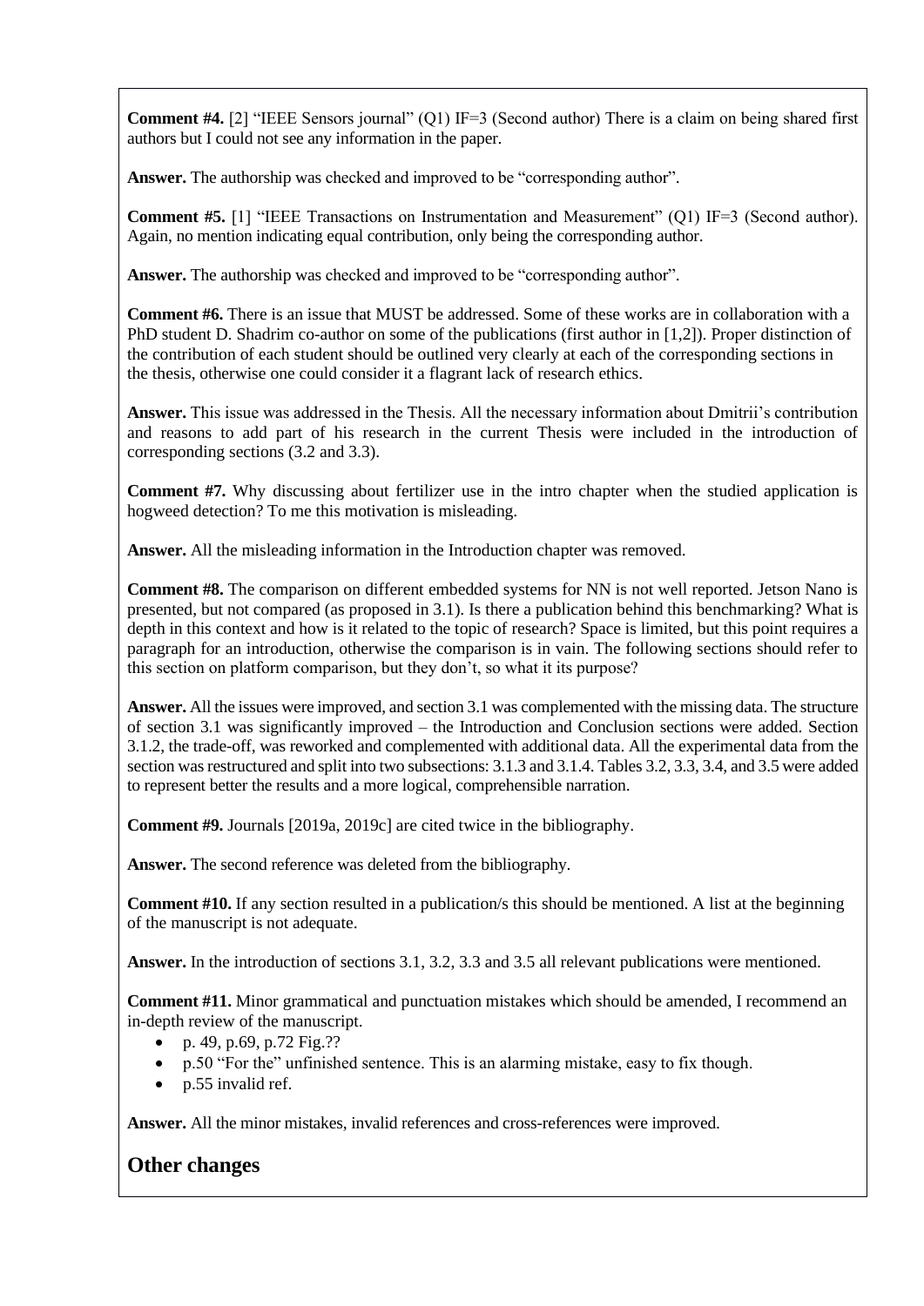**Comment #4.** [2] "IEEE Sensors journal" (Q1) IF=3 (Second author) There is a claim on being shared first authors but I could not see any information in the paper.

**Answer.** The authorship was checked and improved to be "corresponding author".

**Comment #5.** [1] "IEEE Transactions on Instrumentation and Measurement" (Q1) IF=3 (Second author). Again, no mention indicating equal contribution, only being the corresponding author.

**Answer.** The authorship was checked and improved to be "corresponding author".

**Comment #6.** There is an issue that MUST be addressed. Some of these works are in collaboration with a PhD student D. Shadrim co-author on some of the publications (first author in [1,2]). Proper distinction of the contribution of each student should be outlined very clearly at each of the corresponding sections in the thesis, otherwise one could consider it a flagrant lack of research ethics.

**Answer.** This issue was addressed in the Thesis. All the necessary information about Dmitrii's contribution and reasons to add part of his research in the current Thesis were included in the introduction of corresponding sections (3.2 and 3.3).

**Comment #7.** Why discussing about fertilizer use in the intro chapter when the studied application is hogweed detection? To me this motivation is misleading.

**Answer.** All the misleading information in the Introduction chapter was removed.

**Comment #8.** The comparison on different embedded systems for NN is not well reported. Jetson Nano is presented, but not compared (as proposed in 3.1). Is there a publication behind this benchmarking? What is depth in this context and how is it related to the topic of research? Space is limited, but this point requires a paragraph for an introduction, otherwise the comparison is in vain. The following sections should refer to this section on platform comparison, but they don't, so what it its purpose?

**Answer.** All the issues were improved, and section 3.1 was complemented with the missing data. The structure of section 3.1 was significantly improved – the Introduction and Conclusion sections were added. Section 3.1.2, the trade-off, was reworked and complemented with additional data. All the experimental data from the section was restructured and split into two subsections: 3.1.3 and 3.1.4. Tables 3.2, 3.3, 3.4, and 3.5 were added to represent better the results and a more logical, comprehensible narration.

**Comment #9.** Journals [2019a, 2019c] are cited twice in the bibliography.

**Answer.** The second reference was deleted from the bibliography.

**Comment #10.** If any section resulted in a publication/s this should be mentioned. A list at the beginning of the manuscript is not adequate.

**Answer.** In the introduction of sections 3.1, 3.2, 3.3 and 3.5 all relevant publications were mentioned.

**Comment #11.** Minor grammatical and punctuation mistakes which should be amended, I recommend an in-depth review of the manuscript.

- p. 49, p.69, p.72 Fig.??
- p.50 "For the" unfinished sentence. This is an alarming mistake, easy to fix though.
- p.55 invalid ref.

**Answer.** All the minor mistakes, invalid references and cross-references were improved.

## Other changes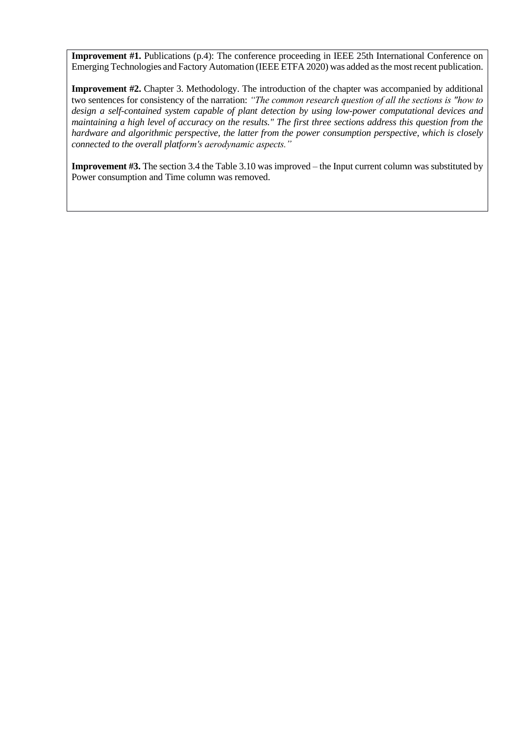**Improvement #1.** Publications (p.4): The conference proceeding in IEEE 25th International Conference on Emerging Technologies and Factory Automation (IEEE ETFA 2020) was added as the most recent publication.

**Improvement #2.** Chapter 3. Methodology. The introduction of the chapter was accompanied by additional two sentences for consistency of the narration: *"The common research question of all the sections is "how to design a self-contained system capable of plant detection by using low-power computational devices and maintaining a high level of accuracy on the results." The first three sections address this question from the hardware and algorithmic perspective, the latter from the power consumption perspective, which is closely connected to the overall platform's aerodynamic aspects."*

**Improvement #3.** The section 3.4 the Table 3.10 was improved – the Input current column was substituted by Power consumption and Time column was removed.